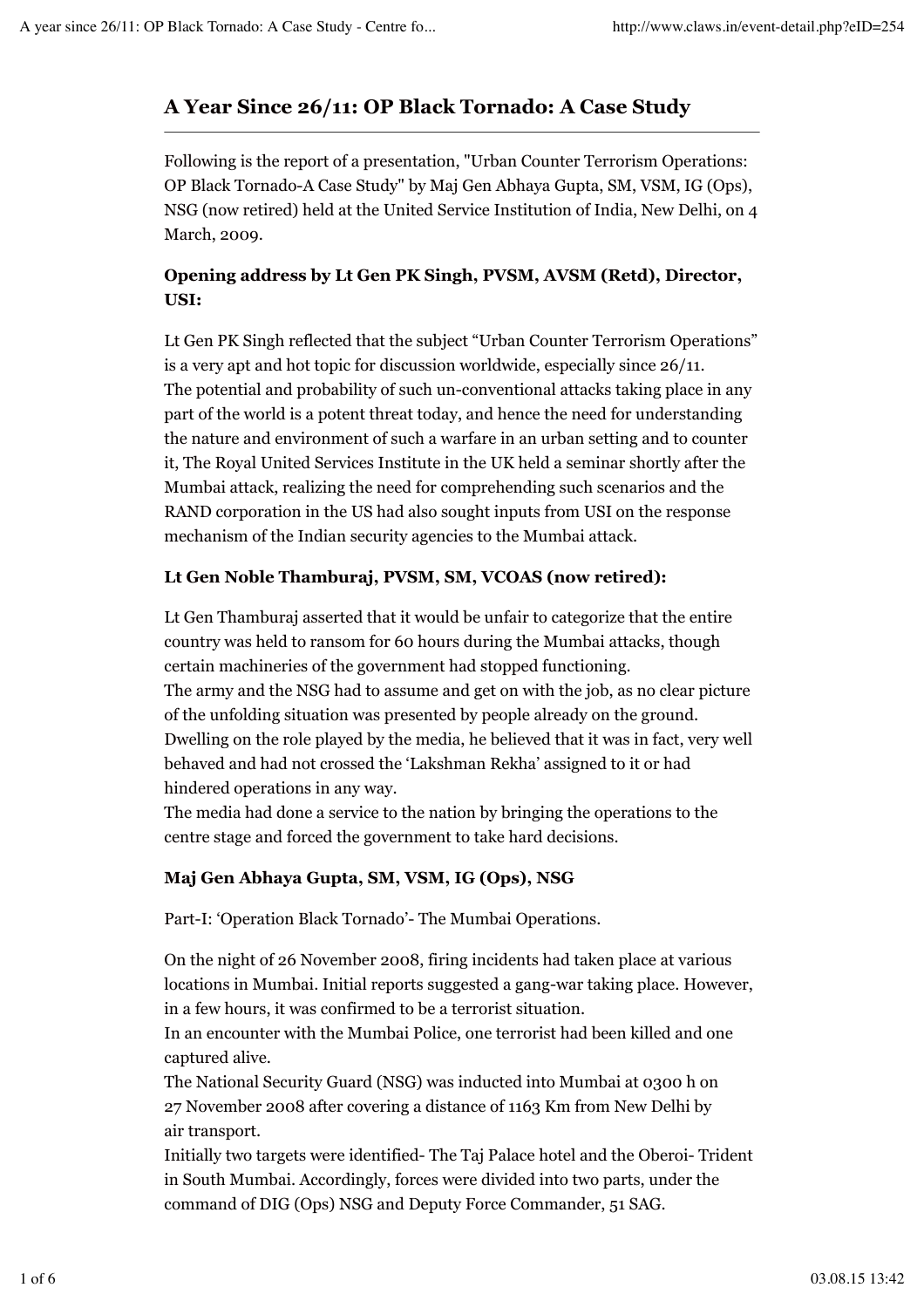# A Year Since 26/11: OP Black Tornado: A Case Study

Following is the report of a presentation, "Urban Counter Terrorism Operations: OP Black Tornado-A Case Study" by Maj Gen Abhaya Gupta, SM, VSM, IG (Ops), NSG (now retired) held at the United Service Institution of India, New Delhi, on 4 March, 2009.

### Opening address by Lt Gen PK Singh, PVSM, AVSM (Retd), Director, USI:

Lt Gen PK Singh reflected that the subject "Urban Counter Terrorism Operations" is a very apt and hot topic for discussion worldwide, especially since 26/11.
The potential and probability of such un-conventional attacks taking place in any part of the world is a potent threat today, and hence the need for understanding the nature and environment of such a warfare in an urban setting and to counter it, The Royal United Services Institute in the UK held a seminar shortly after the Mumbai attack, realizing the need for comprehending such scenarios and the RAND corporation in the US had also sought inputs from USI on the response mechanism of the Indian security agencies to the Mumbai attack.

### Lt Gen Noble Thamburaj, PVSM, SM, VCOAS (now retired):

Lt Gen Thamburaj asserted that it would be unfair to categorize that the entire country was held to ransom for 60 hours during the Mumbai attacks, though certain machineries of the government had stopped functioning.
The army and the NSG had to assume and get on with the job, as no clear picture of the unfolding situation was presented by people already on the ground.
Dwelling on the role played by the media, he believed that it was in fact, very well behaved and had not crossed the 'Lakshman Rekha' assigned to it or had hindered operations in any way.
The media had done a service to the nation by bringing the operations to the centre stage and forced the government to take hard decisions.

### Maj Gen Abhaya Gupta, SM, VSM, IG (Ops), NSG

Part-I: 'Operation Black Tornado'- The Mumbai Operations.

On the night of 26 November 2008, firing incidents had taken place at various locations in Mumbai. Initial reports suggested a gang-war taking place. However, in a few hours, it was confirmed to be a terrorist situation.
In an encounter with the Mumbai Police, one terrorist had been killed and one captured alive.
The National Security Guard (NSG) was inducted into Mumbai at 0300 h on 27 November 2008 after covering a distance of 1163 Km from New Delhi by air transport.
Initially two targets were identified- The Taj Palace hotel and the Oberoi- Trident in South Mumbai. Accordingly, forces were divided into two parts, under the command of DIG (Ops) NSG and Deputy Force Commander, 51 SAG.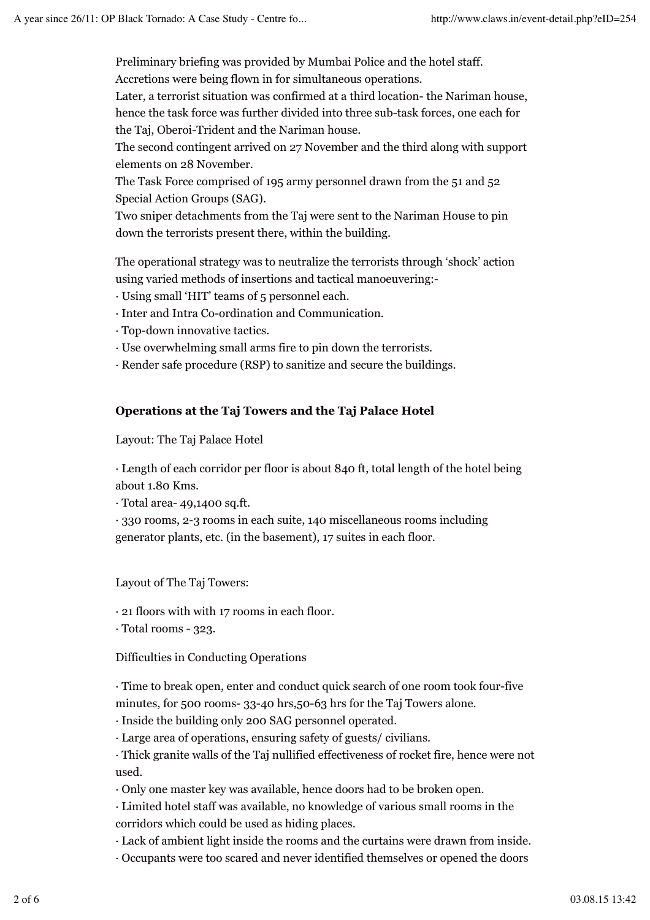Preliminary briefing was provided by Mumbai Police and the hotel staff.
Accretions were being flown in for simultaneous operations.
Later, a terrorist situation was confirmed at a third location- the Nariman house, hence the task force was further divided into three sub-task forces, one each for the Taj, Oberoi-Trident and the Nariman house.
The second contingent arrived on 27 November and the third along with support elements on 28 November.
The Task Force comprised of 195 army personnel drawn from the 51 and 52 Special Action Groups (SAG).
Two sniper detachments from the Taj were sent to the Nariman House to pin down the terrorists present there, within the building.

The operational strategy was to neutralize the terrorists through 'shock' action using varied methods of insertions and tactical manoeuvering:-

· Using small 'HIT' teams of 5 personnel each.
· Inter and Intra Co-ordination and Communication.
· Top-down innovative tactics.
· Use overwhelming small arms fire to pin down the terrorists.
· Render safe procedure (RSP) to sanitize and secure the buildings.

**Operations at the Taj Towers and the Taj Palace Hotel**

Layout: The Taj Palace Hotel

· Length of each corridor per floor is about 840 ft, total length of the hotel being about 1.80 Kms.
· Total area- 49,1400 sq.ft.
· 330 rooms, 2-3 rooms in each suite, 140 miscellaneous rooms including generator plants, etc. (in the basement), 17 suites in each floor.

Layout of The Taj Towers:

· 21 floors with with 17 rooms in each floor.
· Total rooms - 323.

Difficulties in Conducting Operations

· Time to break open, enter and conduct quick search of one room took four-five minutes, for 500 rooms- 33-40 hrs,50-63 hrs for the Taj Towers alone.
· Inside the building only 200 SAG personnel operated.
· Large area of operations, ensuring safety of guests/ civilians.
· Thick granite walls of the Taj nullified effectiveness of rocket fire, hence were not used.
· Only one master key was available, hence doors had to be broken open.
· Limited hotel staff was available, no knowledge of various small rooms in the corridors which could be used as hiding places.
· Lack of ambient light inside the rooms and the curtains were drawn from inside.
· Occupants were too scared and never identified themselves or opened the doors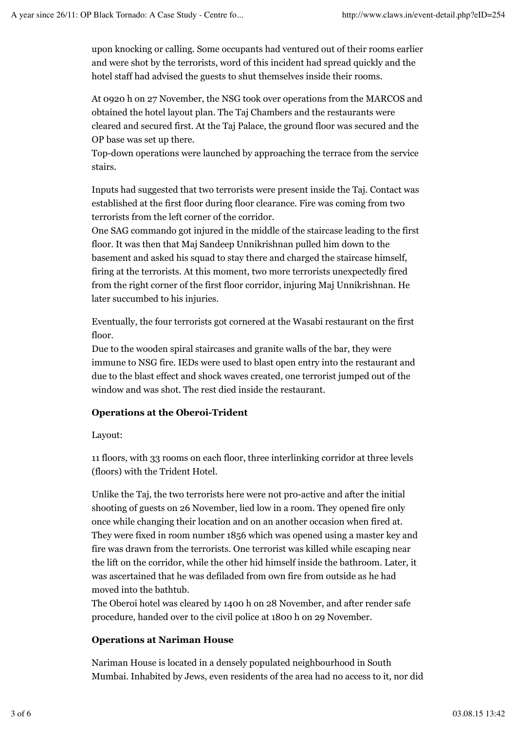upon knocking or calling. Some occupants had ventured out of their rooms earlier and were shot by the terrorists, word of this incident had spread quickly and the hotel staff had advised the guests to shut themselves inside their rooms.

At 0920 h on 27 November, the NSG took over operations from the MARCOS and obtained the hotel layout plan. The Taj Chambers and the restaurants were cleared and secured first. At the Taj Palace, the ground floor was secured and the OP base was set up there.
Top-down operations were launched by approaching the terrace from the service stairs.

Inputs had suggested that two terrorists were present inside the Taj. Contact was established at the first floor during floor clearance. Fire was coming from two terrorists from the left corner of the corridor.
One SAG commando got injured in the middle of the staircase leading to the first floor. It was then that Maj Sandeep Unnikrishnan pulled him down to the basement and asked his squad to stay there and charged the staircase himself, firing at the terrorists. At this moment, two more terrorists unexpectedly fired from the right corner of the first floor corridor, injuring Maj Unnikrishnan. He later succumbed to his injuries.

Eventually, the four terrorists got cornered at the Wasabi restaurant on the first floor.
Due to the wooden spiral staircases and granite walls of the bar, they were immune to NSG fire. IEDs were used to blast open entry into the restaurant and due to the blast effect and shock waves created, one terrorist jumped out of the window and was shot. The rest died inside the restaurant.

**Operations at the Oberoi-Trident**

Layout:

11 floors, with 33 rooms on each floor, three interlinking corridor at three levels (floors) with the Trident Hotel.

Unlike the Taj, the two terrorists here were not pro-active and after the initial shooting of guests on 26 November, lied low in a room. They opened fire only once while changing their location and on an another occasion when fired at. They were fixed in room number 1856 which was opened using a master key and fire was drawn from the terrorists. One terrorist was killed while escaping near the lift on the corridor, while the other hid himself inside the bathroom. Later, it was ascertained that he was defiladed from own fire from outside as he had moved into the bathtub.
The Oberoi hotel was cleared by 1400 h on 28 November, and after render safe procedure, handed over to the civil police at 1800 h on 29 November.

**Operations at Nariman House**

Nariman House is located in a densely populated neighbourhood in South Mumbai. Inhabited by Jews, even residents of the area had no access to it, nor did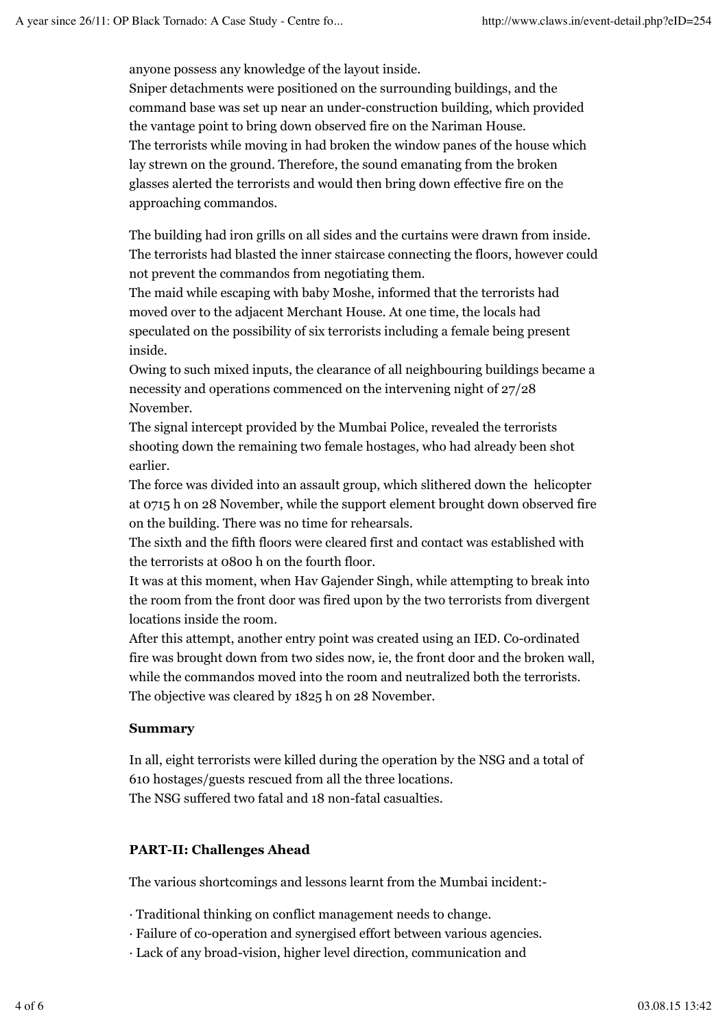anyone possess any knowledge of the layout inside.
Sniper detachments were positioned on the surrounding buildings, and the command base was set up near an under-construction building, which provided the vantage point to bring down observed fire on the Nariman House.
The terrorists while moving in had broken the window panes of the house which lay strewn on the ground. Therefore, the sound emanating from the broken glasses alerted the terrorists and would then bring down effective fire on the approaching commandos.

The building had iron grills on all sides and the curtains were drawn from inside. The terrorists had blasted the inner staircase connecting the floors, however could not prevent the commandos from negotiating them.
The maid while escaping with baby Moshe, informed that the terrorists had moved over to the adjacent Merchant House. At one time, the locals had speculated on the possibility of six terrorists including a female being present inside.
Owing to such mixed inputs, the clearance of all neighbouring buildings became a necessity and operations commenced on the intervening night of 27/28 November.
The signal intercept provided by the Mumbai Police, revealed the terrorists shooting down the remaining two female hostages, who had already been shot earlier.
The force was divided into an assault group, which slithered down the helicopter at 0715 h on 28 November, while the support element brought down observed fire on the building. There was no time for rehearsals.
The sixth and the fifth floors were cleared first and contact was established with the terrorists at 0800 h on the fourth floor.
It was at this moment, when Hav Gajender Singh, while attempting to break into the room from the front door was fired upon by the two terrorists from divergent locations inside the room.
After this attempt, another entry point was created using an IED. Co-ordinated fire was brought down from two sides now, ie, the front door and the broken wall, while the commandos moved into the room and neutralized both the terrorists.
The objective was cleared by 1825 h on 28 November.

**Summary**

In all, eight terrorists were killed during the operation by the NSG and a total of 610 hostages/guests rescued from all the three locations.
The NSG suffered two fatal and 18 non-fatal casualties.

**PART-II: Challenges Ahead**

The various shortcomings and lessons learnt from the Mumbai incident:-

- Traditional thinking on conflict management needs to change.
- Failure of co-operation and synergised effort between various agencies.
- Lack of any broad-vision, higher level direction, communication and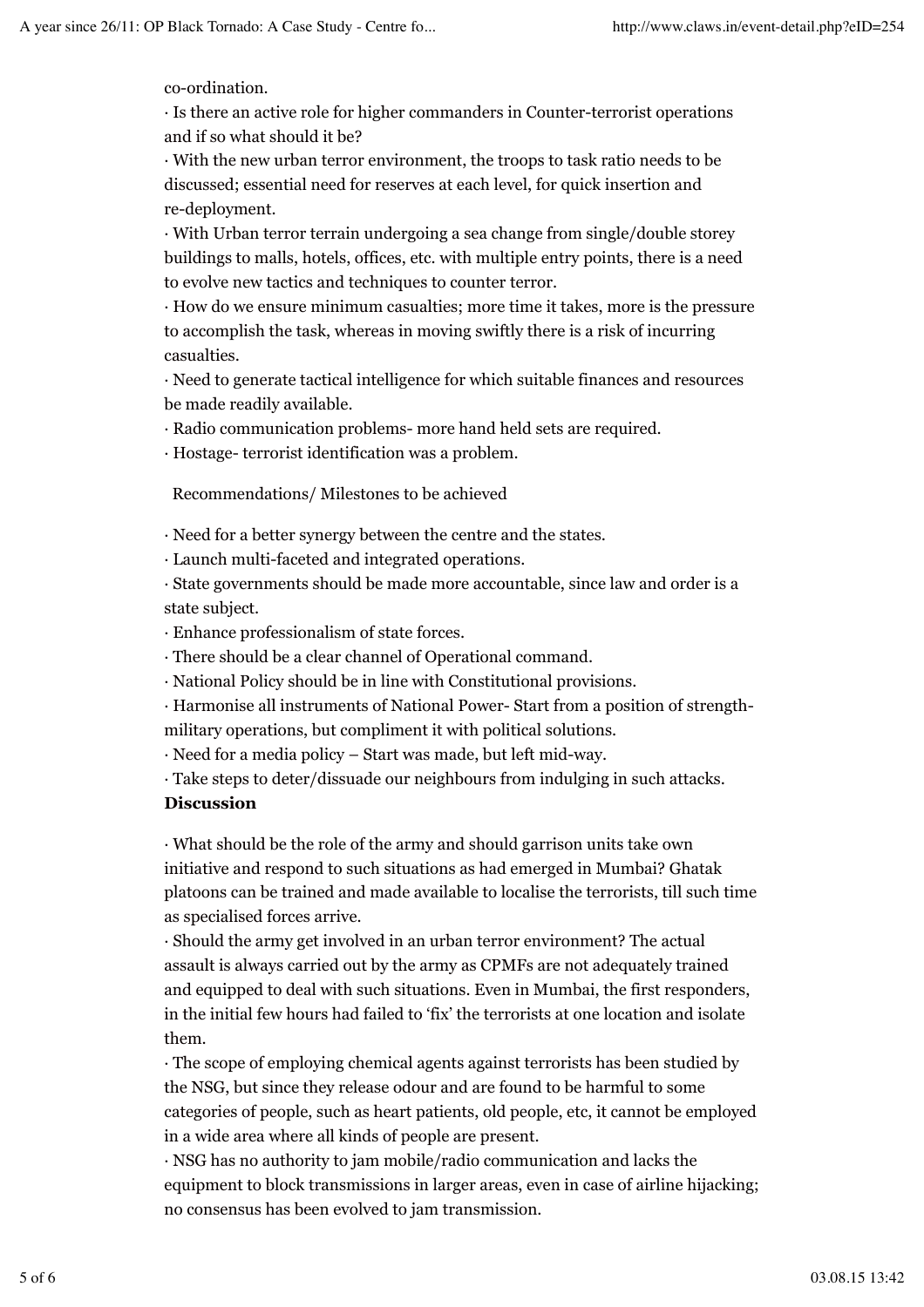co-ordination.

· Is there an active role for higher commanders in Counter-terrorist operations and if so what should it be?

· With the new urban terror environment, the troops to task ratio needs to be discussed; essential need for reserves at each level, for quick insertion and re-deployment.

· With Urban terror terrain undergoing a sea change from single/double storey buildings to malls, hotels, offices, etc. with multiple entry points, there is a need to evolve new tactics and techniques to counter terror.

· How do we ensure minimum casualties; more time it takes, more is the pressure to accomplish the task, whereas in moving swiftly there is a risk of incurring casualties.

· Need to generate tactical intelligence for which suitable finances and resources be made readily available.

· Radio communication problems- more hand held sets are required.

· Hostage- terrorist identification was a problem.

Recommendations/ Milestones to be achieved

· Need for a better synergy between the centre and the states.

· Launch multi-faceted and integrated operations.

· State governments should be made more accountable, since law and order is a state subject.

· Enhance professionalism of state forces.

· There should be a clear channel of Operational command.

· National Policy should be in line with Constitutional provisions.

· Harmonise all instruments of National Power- Start from a position of strength- military operations, but compliment it with political solutions.

· Need for a media policy – Start was made, but left mid-way.

· Take steps to deter/dissuade our neighbours from indulging in such attacks.

**Discussion**

· What should be the role of the army and should garrison units take own initiative and respond to such situations as had emerged in Mumbai? Ghatak platoons can be trained and made available to localise the terrorists, till such time as specialised forces arrive.

· Should the army get involved in an urban terror environment? The actual assault is always carried out by the army as CPMFs are not adequately trained and equipped to deal with such situations. Even in Mumbai, the first responders, in the initial few hours had failed to 'fix' the terrorists at one location and isolate them.

· The scope of employing chemical agents against terrorists has been studied by the NSG, but since they release odour and are found to be harmful to some categories of people, such as heart patients, old people, etc, it cannot be employed in a wide area where all kinds of people are present.

· NSG has no authority to jam mobile/radio communication and lacks the equipment to block transmissions in larger areas, even in case of airline hijacking; no consensus has been evolved to jam transmission.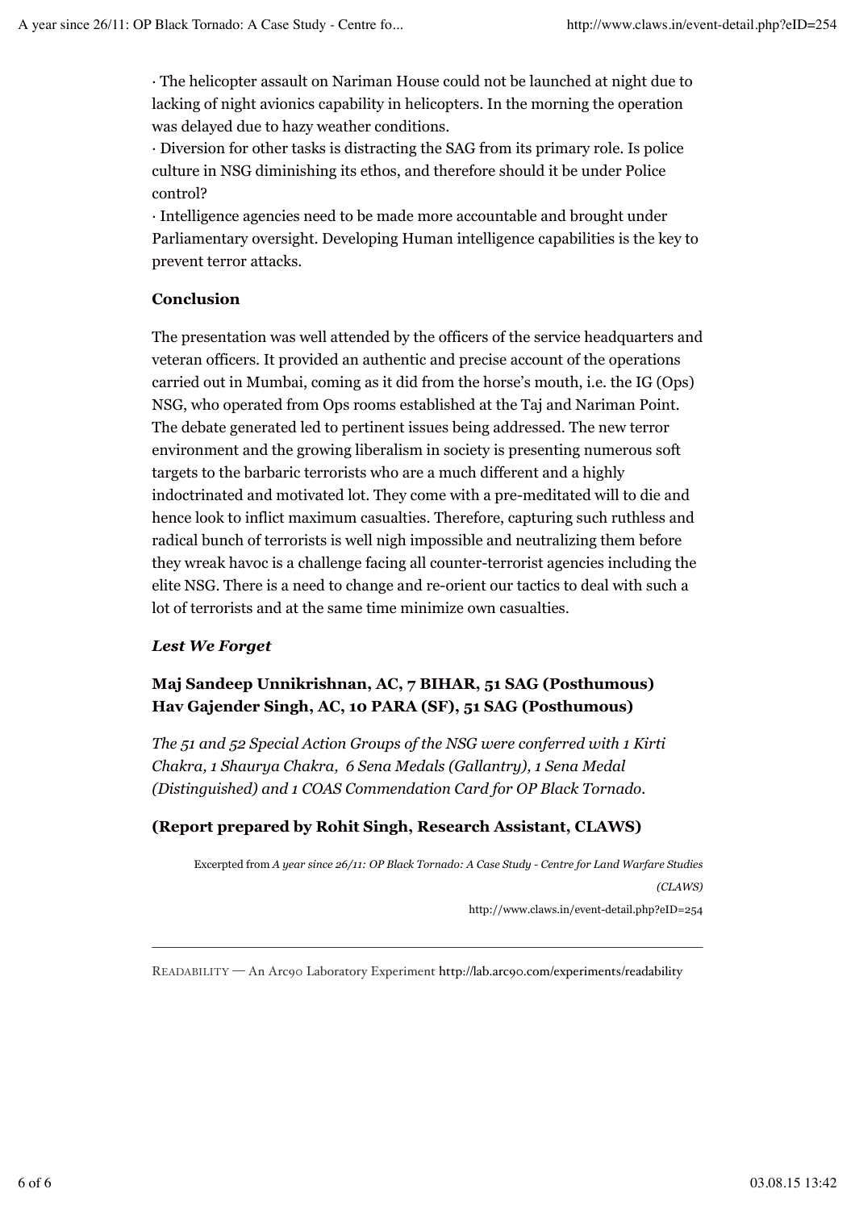· The helicopter assault on Nariman House could not be launched at night due to lacking of night avionics capability in helicopters. In the morning the operation was delayed due to hazy weather conditions.

· Diversion for other tasks is distracting the SAG from its primary role. Is police culture in NSG diminishing its ethos, and therefore should it be under Police control?

· Intelligence agencies need to be made more accountable and brought under Parliamentary oversight. Developing Human intelligence capabilities is the key to prevent terror attacks.

**Conclusion**

The presentation was well attended by the officers of the service headquarters and veteran officers. It provided an authentic and precise account of the operations carried out in Mumbai, coming as it did from the horse's mouth, i.e. the IG (Ops) NSG, who operated from Ops rooms established at the Taj and Nariman Point. The debate generated led to pertinent issues being addressed. The new terror environment and the growing liberalism in society is presenting numerous soft targets to the barbaric terrorists who are a much different and a highly indoctrinated and motivated lot. They come with a pre-meditated will to die and hence look to inflict maximum casualties. Therefore, capturing such ruthless and radical bunch of terrorists is well nigh impossible and neutralizing them before they wreak havoc is a challenge facing all counter-terrorist agencies including the elite NSG. There is a need to change and re-orient our tactics to deal with such a lot of terrorists and at the same time minimize own casualties.

***Lest We Forget***

**Maj Sandeep Unnikrishnan, AC, 7 BIHAR, 51 SAG (Posthumous)**
**Hav Gajender Singh, AC, 10 PARA (SF), 51 SAG (Posthumous)**

*The 51 and 52 Special Action Groups of the NSG were conferred with 1 Kirti Chakra, 1 Shaurya Chakra, 6 Sena Medals (Gallantry), 1 Sena Medal (Distinguished) and 1 COAS Commendation Card for OP Black Tornado.*

**(Report prepared by Rohit Singh, Research Assistant, CLAWS)**

Excerpted from *A year since 26/11: OP Black Tornado: A Case Study - Centre for Land Warfare Studies (CLAWS)*
http://www.claws.in/event-detail.php?eID=254

---

READABILITY — An Arc90 Laboratory Experiment http://lab.arc90.com/experiments/readability